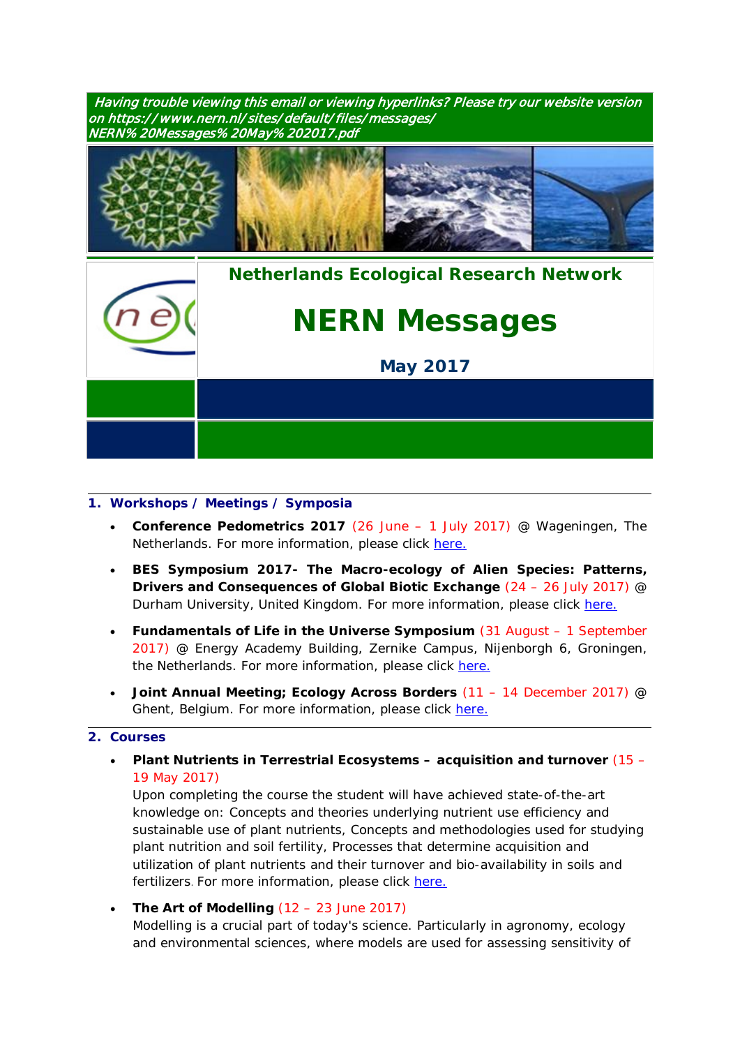*Having trouble viewing this email or viewing hyperlinks? Please try our website version on https://www.nern.nl/sites/default/files/messages/NERN%20Messages%20May%202017.pdf*

**Netherlands Ecological Research Network**

# NERN Messages

**May 2017**

## 1. Workshops / Meetings / Symposia

- **Conference Pedometrics 2017** (26 June – 1 July 2017) @ Wageningen, The Netherlands. For more information, please click here.
- **BES Symposium 2017- The Macro-ecology of Alien Species: Patterns, Drivers and Consequences of Global Biotic Exchange** (24 – 26 July 2017) @ Durham University, United Kingdom. For more information, please click here.
- **Fundamentals of Life in the Universe Symposium** (31 August – 1 September 2017) @ Energy Academy Building, Zernike Campus, Nijenborgh 6, Groningen, the Netherlands. For more information, please click here.
- **Joint Annual Meeting; Ecology Across Borders** (11 – 14 December 2017) @ Ghent, Belgium. For more information, please click here.

## 2. Courses

- **Plant Nutrients in Terrestrial Ecosystems – acquisition and turnover** (15 – 19 May 2017)
  Upon completing the course the student will have achieved state-of-the-art knowledge on: Concepts and theories underlying nutrient use efficiency and sustainable use of plant nutrients, Concepts and methodologies used for studying plant nutrition and soil fertility, Processes that determine acquisition and utilization of plant nutrients and their turnover and bio-availability in soils and fertilizers. For more information, please click here.
- **The Art of Modelling** (12 – 23 June 2017)
  Modelling is a crucial part of today's science. Particularly in agronomy, ecology and environmental sciences, where models are used for assessing sensitivity of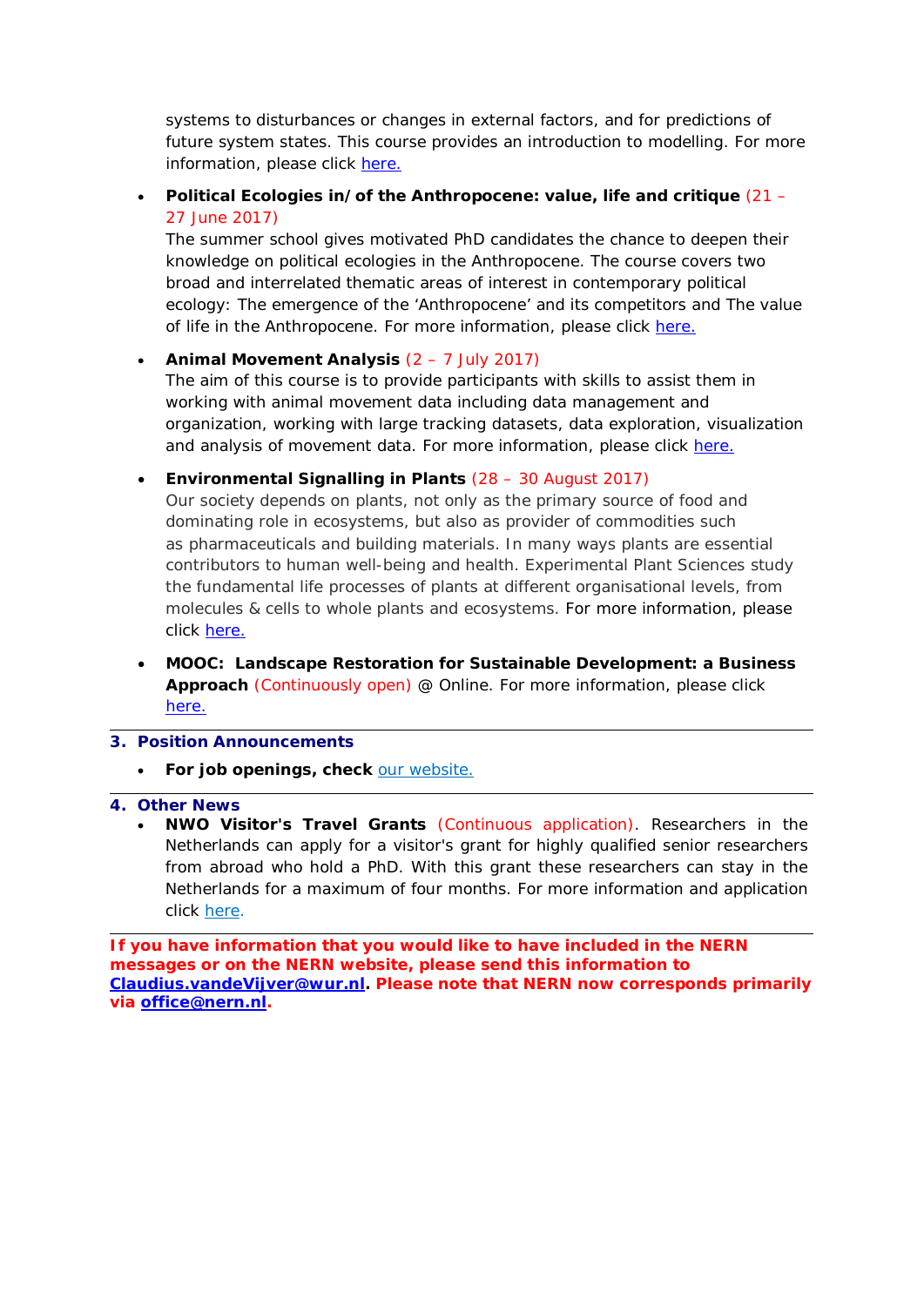systems to disturbances or changes in external factors, and for predictions of future system states. This course provides an introduction to modelling. For more information, please click here.

- **Political Ecologies in/of the Anthropocene: value, life and critique** (21 – 27 June 2017)
  The summer school gives motivated PhD candidates the chance to deepen their knowledge on political ecologies in the Anthropocene. The course covers two broad and interrelated thematic areas of interest in contemporary political ecology: The emergence of the 'Anthropocene' and its competitors and The value of life in the Anthropocene. For more information, please click here.

- **Animal Movement Analysis** (2 – 7 July 2017)
  The aim of this course is to provide participants with skills to assist them in working with animal movement data including data management and organization, working with large tracking datasets, data exploration, visualization and analysis of movement data. For more information, please click here.

- **Environmental Signalling in Plants** (28 – 30 August 2017)
  Our society depends on plants, not only as the primary source of food and dominating role in ecosystems, but also as provider of commodities such as pharmaceuticals and building materials. In many ways plants are essential contributors to human well-being and health. Experimental Plant Sciences study the fundamental life processes of plants at different organisational levels, from molecules & cells to whole plants and ecosystems. For more information, please click here.

- **MOOC: Landscape Restoration for Sustainable Development: a Business Approach** (Continuously open) @ Online. For more information, please click here.

## 3. Position Announcements

- **For job openings, check** our website.

## 4. Other News

- **NWO Visitor's Travel Grants** (Continuous application). Researchers in the Netherlands can apply for a visitor's grant for highly qualified senior researchers from abroad who hold a PhD. With this grant these researchers can stay in the Netherlands for a maximum of four months. For more information and application click here.

**If you have information that you would like to have included in the NERN messages or on the NERN website, please send this information to Claudius.vandeVijver@wur.nl. Please note that NERN now corresponds primarily via office@nern.nl.**